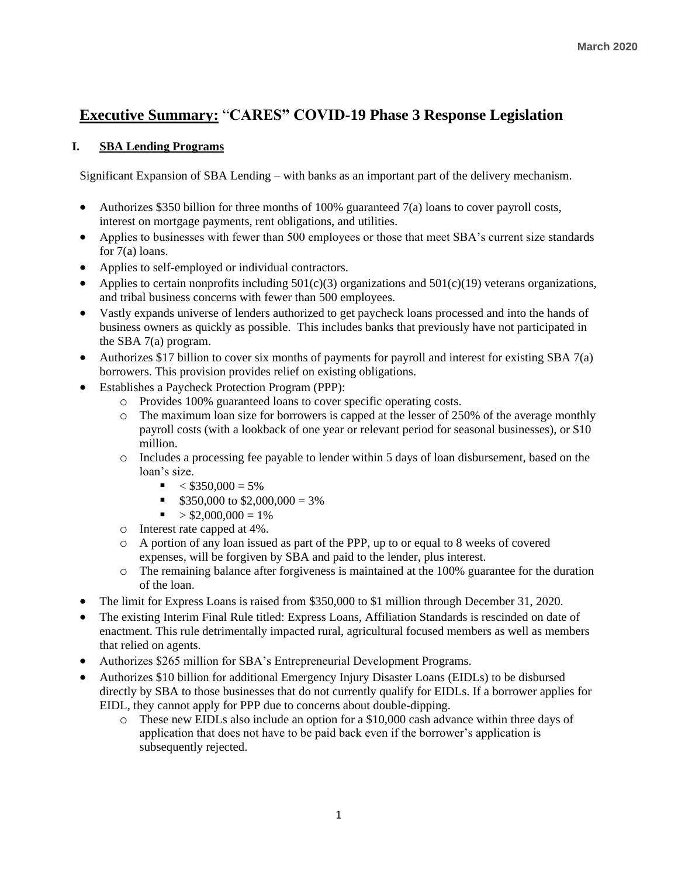March 2020

# **Executive Summary:** "CARES" COVID-19 Phase 3 Response Legislation

## I. SBA Lending Programs

Significant Expansion of SBA Lending – with banks as an important part of the delivery mechanism.

- Authorizes $350 billion for three months of 100% guaranteed 7(a) loans to cover payroll costs, interest on mortgage payments, rent obligations, and utilities.
- Applies to businesses with fewer than 500 employees or those that meet SBA's current size standards for 7(a) loans.
- Applies to self-employed or individual contractors.
- Applies to certain nonprofits including 501(c)(3) organizations and 501(c)(19) veterans organizations, and tribal business concerns with fewer than 500 employees.
- Vastly expands universe of lenders authorized to get paycheck loans processed and into the hands of business owners as quickly as possible. This includes banks that previously have not participated in the SBA 7(a) program.
- Authorizes $17 billion to cover six months of payments for payroll and interest for existing SBA 7(a) borrowers. This provision provides relief on existing obligations.
- Establishes a Paycheck Protection Program (PPP):
  - Provides 100% guaranteed loans to cover specific operating costs.
  - The maximum loan size for borrowers is capped at the lesser of 250% of the average monthly payroll costs (with a lookback of one year or relevant period for seasonal businesses), or $10 million.
  - Includes a processing fee payable to lender within 5 days of loan disbursement, based on the loan's size.
    - < $350,000 = 5%
    - $350,000 to $2,000,000 = 3%
    - > $2,000,000 = 1%
  - Interest rate capped at 4%.
  - A portion of any loan issued as part of the PPP, up to or equal to 8 weeks of covered expenses, will be forgiven by SBA and paid to the lender, plus interest.
  - The remaining balance after forgiveness is maintained at the 100% guarantee for the duration of the loan.
- The limit for Express Loans is raised from $350,000 to $1 million through December 31, 2020.
- The existing Interim Final Rule titled: Express Loans, Affiliation Standards is rescinded on date of enactment. This rule detrimentally impacted rural, agricultural focused members as well as members that relied on agents.
- Authorizes $265 million for SBA's Entrepreneurial Development Programs.
- Authorizes $10 billion for additional Emergency Injury Disaster Loans (EIDLs) to be disbursed directly by SBA to those businesses that do not currently qualify for EIDLs. If a borrower applies for EIDL, they cannot apply for PPP due to concerns about double-dipping.
  - These new EIDLs also include an option for a $10,000 cash advance within three days of application that does not have to be paid back even if the borrower's application is subsequently rejected.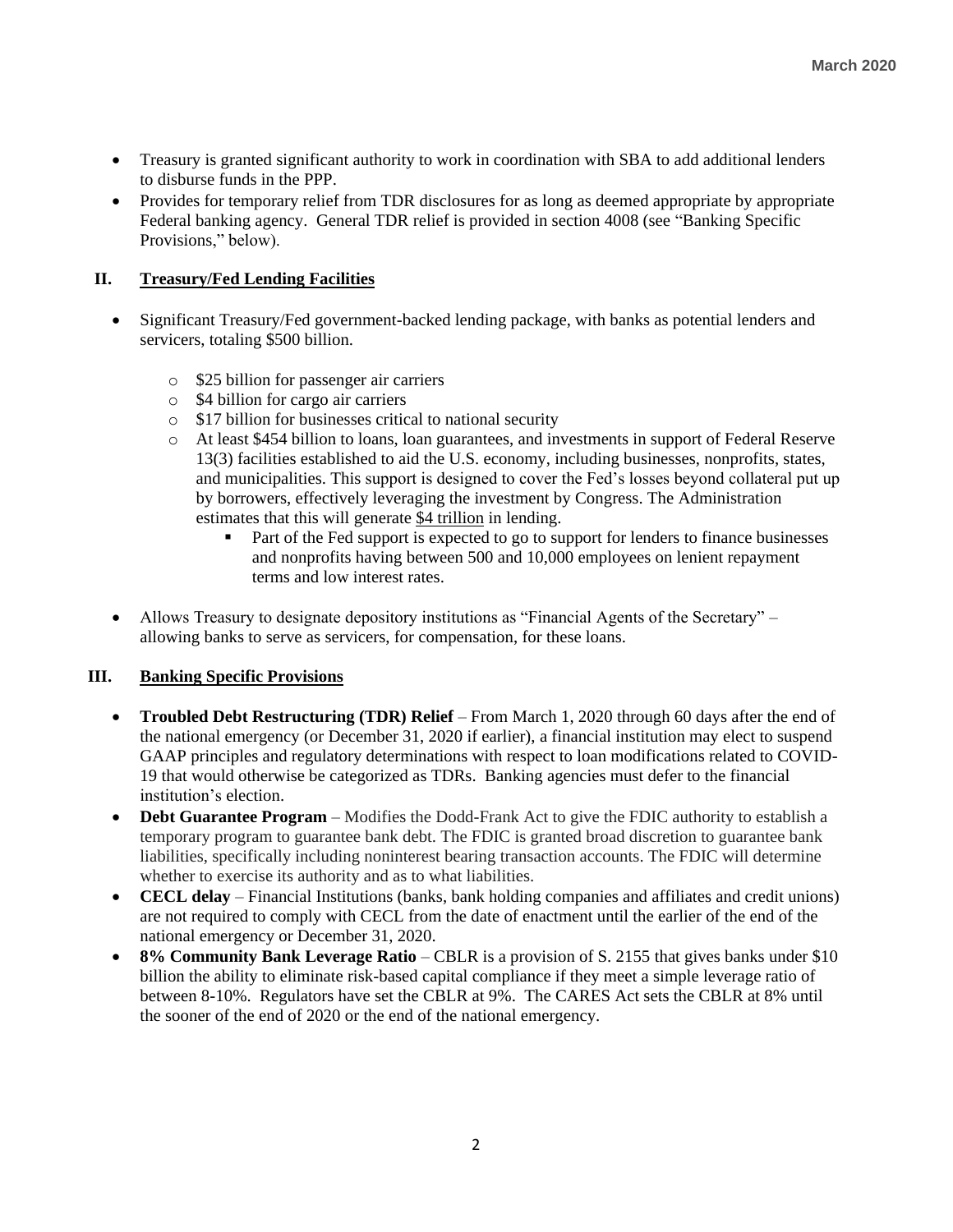- Treasury is granted significant authority to work in coordination with SBA to add additional lenders to disburse funds in the PPP.
- Provides for temporary relief from TDR disclosures for as long as deemed appropriate by appropriate Federal banking agency. General TDR relief is provided in section 4008 (see "Banking Specific Provisions," below).

## II. Treasury/Fed Lending Facilities

- Significant Treasury/Fed government-backed lending package, with banks as potential lenders and servicers, totaling $500 billion.
  - $25 billion for passenger air carriers
  - $4 billion for cargo air carriers
  - $17 billion for businesses critical to national security
  - At least $454 billion to loans, loan guarantees, and investments in support of Federal Reserve 13(3) facilities established to aid the U.S. economy, including businesses, nonprofits, states, and municipalities. This support is designed to cover the Fed's losses beyond collateral put up by borrowers, effectively leveraging the investment by Congress. The Administration estimates that this will generate $4 trillion in lending.
    - Part of the Fed support is expected to go to support for lenders to finance businesses and nonprofits having between 500 and 10,000 employees on lenient repayment terms and low interest rates.
- Allows Treasury to designate depository institutions as "Financial Agents of the Secretary" – allowing banks to serve as servicers, for compensation, for these loans.

## III. Banking Specific Provisions

- **Troubled Debt Restructuring (TDR) Relief** – From March 1, 2020 through 60 days after the end of the national emergency (or December 31, 2020 if earlier), a financial institution may elect to suspend GAAP principles and regulatory determinations with respect to loan modifications related to COVID-19 that would otherwise be categorized as TDRs. Banking agencies must defer to the financial institution's election.
- **Debt Guarantee Program** – Modifies the Dodd-Frank Act to give the FDIC authority to establish a temporary program to guarantee bank debt. The FDIC is granted broad discretion to guarantee bank liabilities, specifically including noninterest bearing transaction accounts. The FDIC will determine whether to exercise its authority and as to what liabilities.
- **CECL delay** – Financial Institutions (banks, bank holding companies and affiliates and credit unions) are not required to comply with CECL from the date of enactment until the earlier of the end of the national emergency or December 31, 2020.
- **8% Community Bank Leverage Ratio** – CBLR is a provision of S. 2155 that gives banks under $10 billion the ability to eliminate risk-based capital compliance if they meet a simple leverage ratio of between 8-10%. Regulators have set the CBLR at 9%. The CARES Act sets the CBLR at 8% until the sooner of the end of 2020 or the end of the national emergency.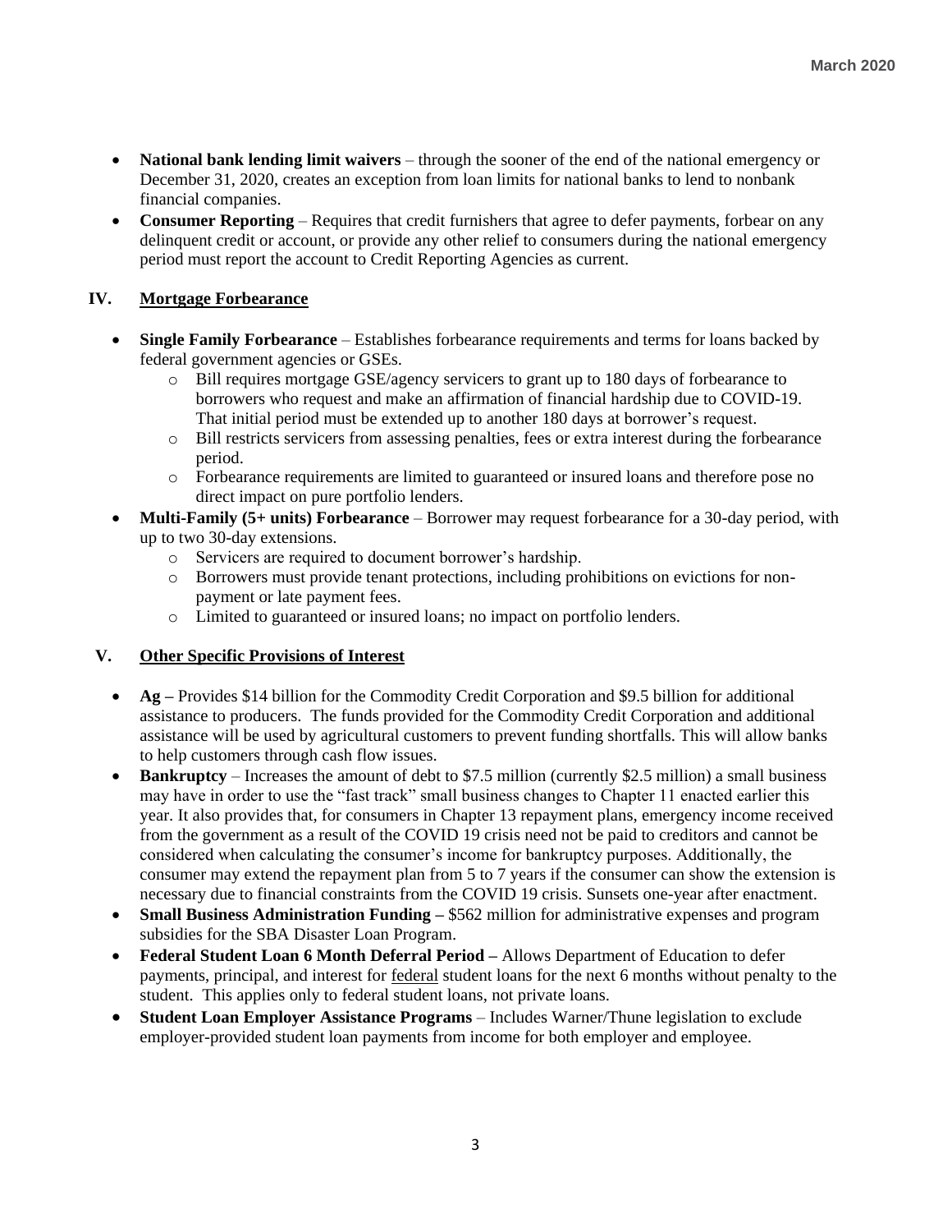- **National bank lending limit waivers** – through the sooner of the end of the national emergency or December 31, 2020, creates an exception from loan limits for national banks to lend to nonbank financial companies.
- **Consumer Reporting** – Requires that credit furnishers that agree to defer payments, forbear on any delinquent credit or account, or provide any other relief to consumers during the national emergency period must report the account to Credit Reporting Agencies as current.

## IV. Mortgage Forbearance

- **Single Family Forbearance** – Establishes forbearance requirements and terms for loans backed by federal government agencies or GSEs.
  - Bill requires mortgage GSE/agency servicers to grant up to 180 days of forbearance to borrowers who request and make an affirmation of financial hardship due to COVID-19. That initial period must be extended up to another 180 days at borrower's request.
  - Bill restricts servicers from assessing penalties, fees or extra interest during the forbearance period.
  - Forbearance requirements are limited to guaranteed or insured loans and therefore pose no direct impact on pure portfolio lenders.
- **Multi-Family (5+ units) Forbearance** – Borrower may request forbearance for a 30-day period, with up to two 30-day extensions.
  - Servicers are required to document borrower's hardship.
  - Borrowers must provide tenant protections, including prohibitions on evictions for non-payment or late payment fees.
  - Limited to guaranteed or insured loans; no impact on portfolio lenders.

## V. Other Specific Provisions of Interest

- **Ag –** Provides $14 billion for the Commodity Credit Corporation and $9.5 billion for additional assistance to producers. The funds provided for the Commodity Credit Corporation and additional assistance will be used by agricultural customers to prevent funding shortfalls. This will allow banks to help customers through cash flow issues.
- **Bankruptcy** – Increases the amount of debt to $7.5 million (currently $2.5 million) a small business may have in order to use the "fast track" small business changes to Chapter 11 enacted earlier this year. It also provides that, for consumers in Chapter 13 repayment plans, emergency income received from the government as a result of the COVID 19 crisis need not be paid to creditors and cannot be considered when calculating the consumer's income for bankruptcy purposes. Additionally, the consumer may extend the repayment plan from 5 to 7 years if the consumer can show the extension is necessary due to financial constraints from the COVID 19 crisis. Sunsets one-year after enactment.
- **Small Business Administration Funding –** $562 million for administrative expenses and program subsidies for the SBA Disaster Loan Program.
- **Federal Student Loan 6 Month Deferral Period –** Allows Department of Education to defer payments, principal, and interest for <u>federal</u> student loans for the next 6 months without penalty to the student. This applies only to federal student loans, not private loans.
- **Student Loan Employer Assistance Programs** – Includes Warner/Thune legislation to exclude employer-provided student loan payments from income for both employer and employee.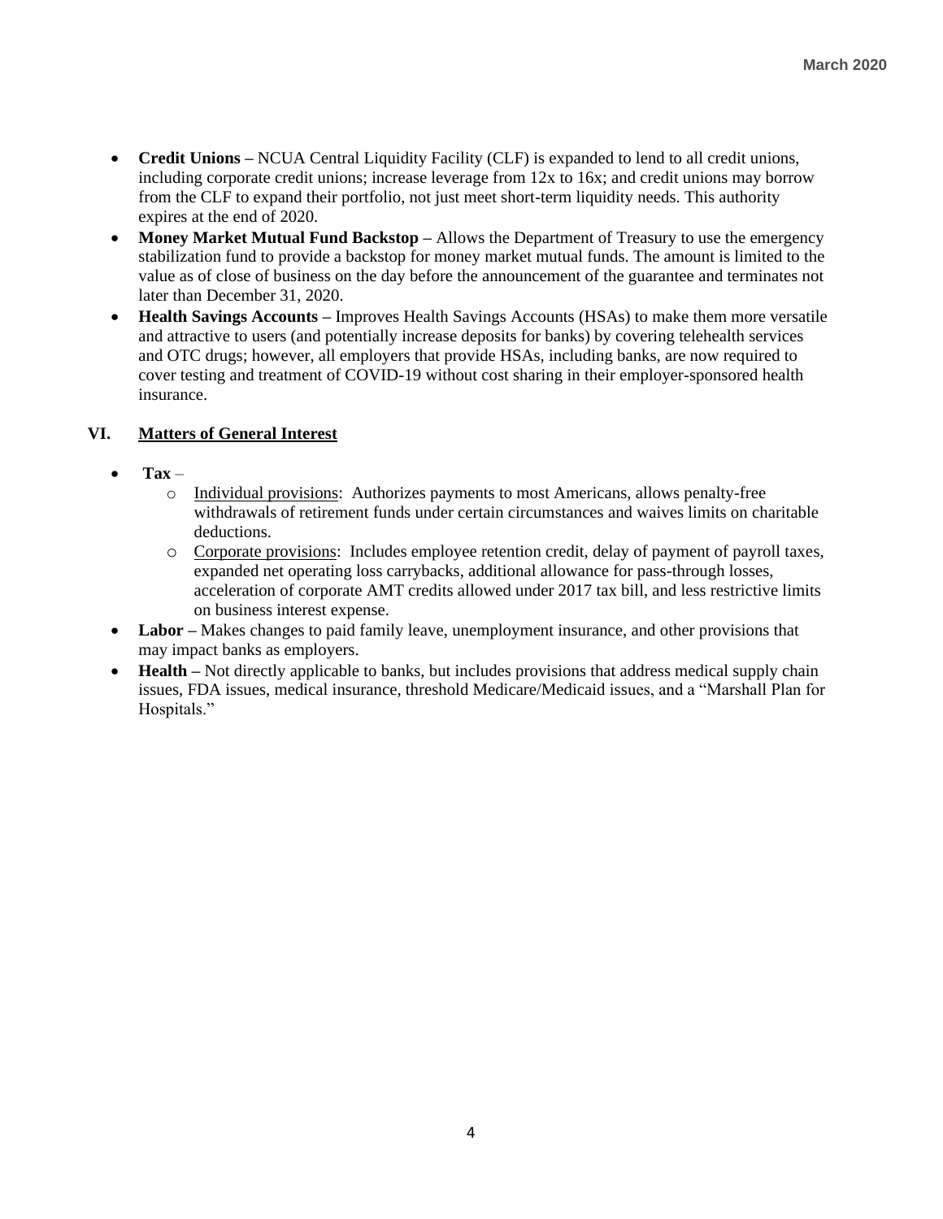- **Credit Unions –** NCUA Central Liquidity Facility (CLF) is expanded to lend to all credit unions, including corporate credit unions; increase leverage from 12x to 16x; and credit unions may borrow from the CLF to expand their portfolio, not just meet short-term liquidity needs. This authority expires at the end of 2020.
- **Money Market Mutual Fund Backstop –** Allows the Department of Treasury to use the emergency stabilization fund to provide a backstop for money market mutual funds. The amount is limited to the value as of close of business on the day before the announcement of the guarantee and terminates not later than December 31, 2020.
- **Health Savings Accounts –** Improves Health Savings Accounts (HSAs) to make them more versatile and attractive to users (and potentially increase deposits for banks) by covering telehealth services and OTC drugs; however, all employers that provide HSAs, including banks, are now required to cover testing and treatment of COVID-19 without cost sharing in their employer-sponsored health insurance.

## VI. Matters of General Interest

- **Tax** –
  - Individual provisions: Authorizes payments to most Americans, allows penalty-free withdrawals of retirement funds under certain circumstances and waives limits on charitable deductions.
  - Corporate provisions: Includes employee retention credit, delay of payment of payroll taxes, expanded net operating loss carrybacks, additional allowance for pass-through losses, acceleration of corporate AMT credits allowed under 2017 tax bill, and less restrictive limits on business interest expense.
- **Labor –** Makes changes to paid family leave, unemployment insurance, and other provisions that may impact banks as employers.
- **Health –** Not directly applicable to banks, but includes provisions that address medical supply chain issues, FDA issues, medical insurance, threshold Medicare/Medicaid issues, and a "Marshall Plan for Hospitals."